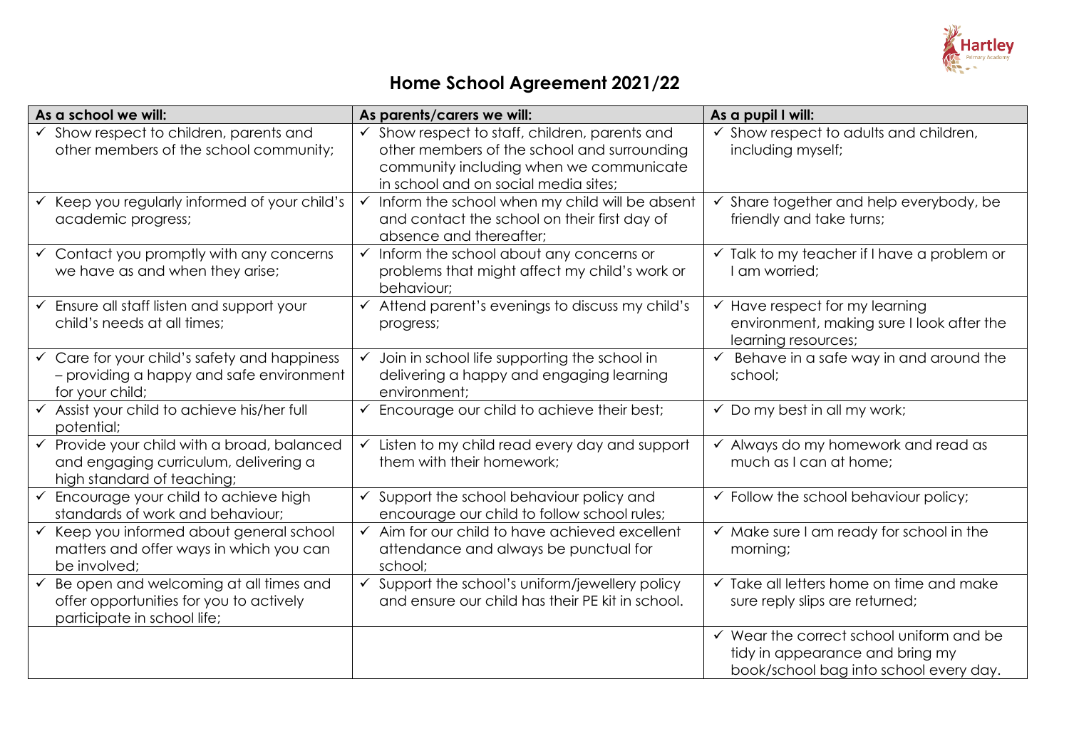# Home School Agreement 2021/22

| As a school we will: | As parents/carers we will: | As a pupil I will: |
|---|---|---|
| ✓ Show respect to children, parents and other members of the school community; | ✓ Show respect to staff, children, parents and other members of the school and surrounding community including when we communicate in school and on social media sites; | ✓ Show respect to adults and children, including myself; |
| ✓ Keep you regularly informed of your child's academic progress; | ✓ Inform the school when my child will be absent and contact the school on their first day of absence and thereafter; | ✓ Share together and help everybody, be friendly and take turns; |
| ✓ Contact you promptly with any concerns we have as and when they arise; | ✓ Inform the school about any concerns or problems that might affect my child's work or behaviour; | ✓ Talk to my teacher if I have a problem or I am worried; |
| ✓ Ensure all staff listen and support your child's needs at all times; | ✓ Attend parent's evenings to discuss my child's progress; | ✓ Have respect for my learning environment, making sure I look after the learning resources; |
| ✓ Care for your child's safety and happiness – providing a happy and safe environment for your child; | ✓ Join in school life supporting the school in delivering a happy and engaging learning environment; | ✓ Behave in a safe way in and around the school; |
| ✓ Assist your child to achieve his/her full potential; | ✓ Encourage our child to achieve their best; | ✓ Do my best in all my work; |
| ✓ Provide your child with a broad, balanced and engaging curriculum, delivering a high standard of teaching; | ✓ Listen to my child read every day and support them with their homework; | ✓ Always do my homework and read as much as I can at home; |
| ✓ Encourage your child to achieve high standards of work and behaviour; | ✓ Support the school behaviour policy and encourage our child to follow school rules; | ✓ Follow the school behaviour policy; |
| ✓ Keep you informed about general school matters and offer ways in which you can be involved; | ✓ Aim for our child to have achieved excellent attendance and always be punctual for school; | ✓ Make sure I am ready for school in the morning; |
| ✓ Be open and welcoming at all times and offer opportunities for you to actively participate in school life; | ✓ Support the school's uniform/jewellery policy and ensure our child has their PE kit in school. | ✓ Take all letters home on time and make sure reply slips are returned; |
| | | ✓ Wear the correct school uniform and be tidy in appearance and bring my book/school bag into school every day. |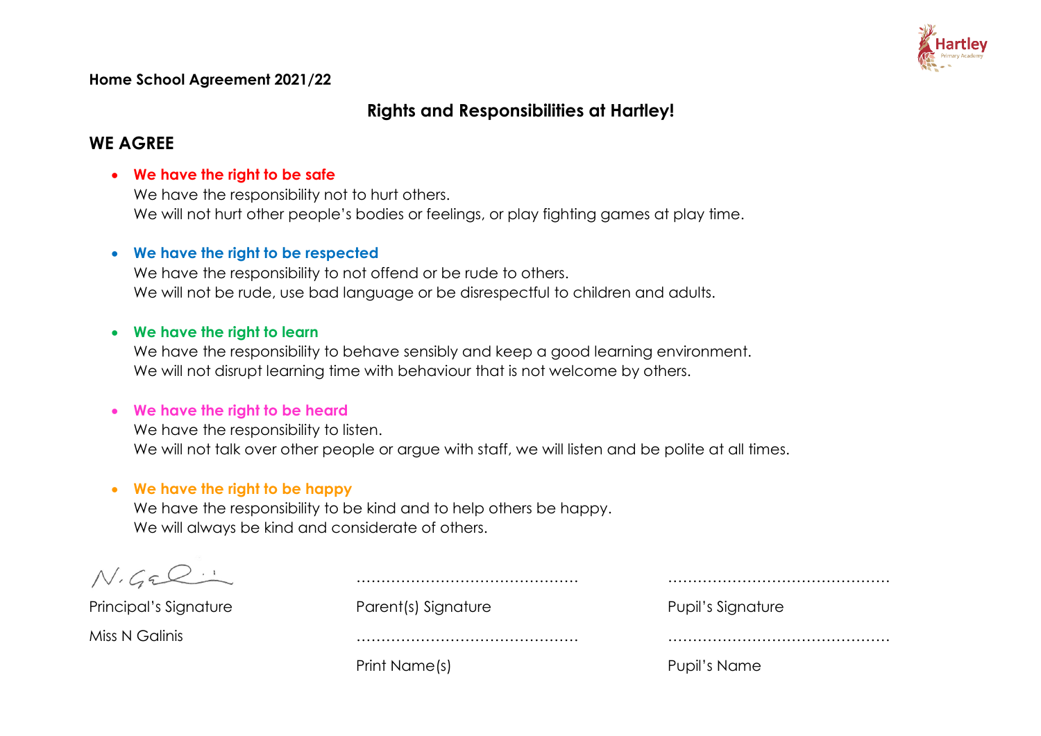Home School Agreement 2021/22

## Rights and Responsibilities at Hartley!

### WE AGREE

- **We have the right to be safe**
  We have the responsibility not to hurt others.
  We will not hurt other people's bodies or feelings, or play fighting games at play time.

- **We have the right to be respected**
  We have the responsibility to not offend or be rude to others.
  We will not be rude, use bad language or be disrespectful to children and adults.

- **We have the right to learn**
  We have the responsibility to behave sensibly and keep a good learning environment.
  We will not disrupt learning time with behaviour that is not welcome by others.

- **We have the right to be heard**
  We have the responsibility to listen.
  We will not talk over other people or argue with staff, we will listen and be polite at all times.

- **We have the right to be happy**
  We have the responsibility to be kind and to help others be happy.
  We will always be kind and considerate of others.

| | | |
|---|---|---|
| N. Galinis | ………………………………………… | ………………………………………… |
| Principal's Signature | Parent(s) Signature | Pupil's Signature |
| Miss N Galinis | ………………………………………… | ………………………………………… |
| | Print Name(s) | Pupil's Name |